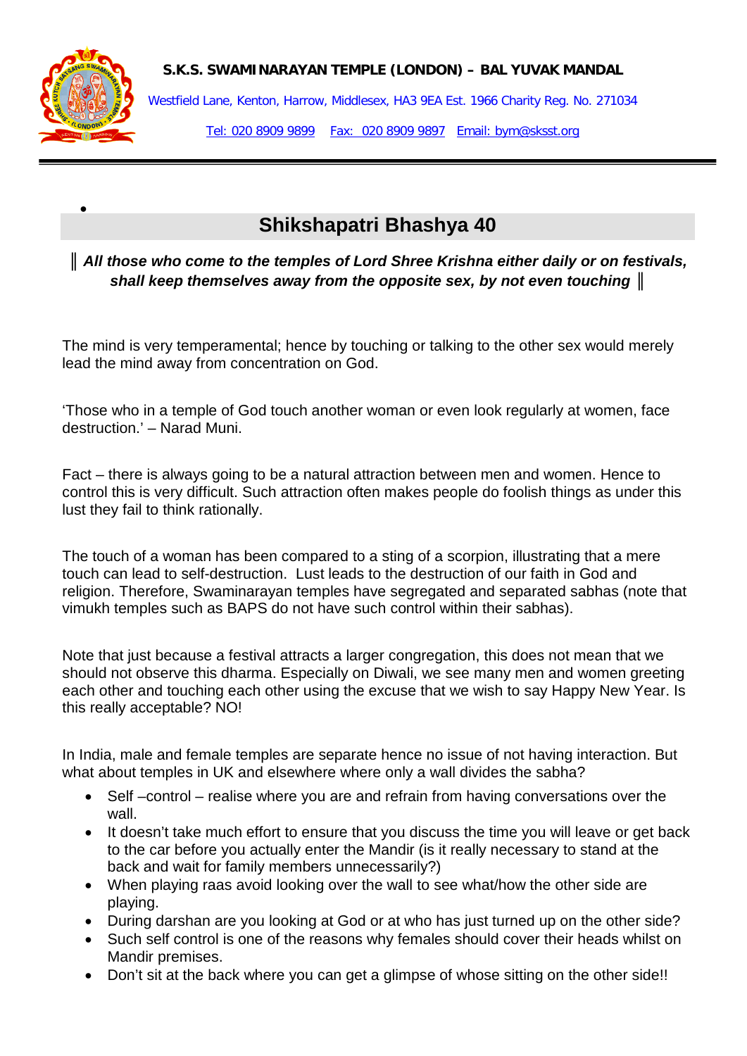**S.K.S. SWAMINARAYAN TEMPLE (LONDON) – BAL YUVAK MANDAL**

Westfield Lane, Kenton, Harrow, Middlesex, HA3 9EA Est. 1966 Charity Reg. No. 271034

Tel: 020 8909 9899 Fax: 020 8909 9897 Email: bym@sksst.org

---

# Shikshapatri Bhashya 40

***║ All those who come to the temples of Lord Shree Krishna either daily or on festivals, shall keep themselves away from the opposite sex, by not even touching ║***

The mind is very temperamental; hence by touching or talking to the other sex would merely lead the mind away from concentration on God.

'Those who in a temple of God touch another woman or even look regularly at women, face destruction.' – Narad Muni.

Fact – there is always going to be a natural attraction between men and women. Hence to control this is very difficult. Such attraction often makes people do foolish things as under this lust they fail to think rationally.

The touch of a woman has been compared to a sting of a scorpion, illustrating that a mere touch can lead to self-destruction. Lust leads to the destruction of our faith in God and religion. Therefore, Swaminarayan temples have segregated and separated sabhas (note that vimukh temples such as BAPS do not have such control within their sabhas).

Note that just because a festival attracts a larger congregation, this does not mean that we should not observe this dharma. Especially on Diwali, we see many men and women greeting each other and touching each other using the excuse that we wish to say Happy New Year. Is this really acceptable? NO!

In India, male and female temples are separate hence no issue of not having interaction. But what about temples in UK and elsewhere where only a wall divides the sabha?

- Self –control – realise where you are and refrain from having conversations over the wall.
- It doesn't take much effort to ensure that you discuss the time you will leave or get back to the car before you actually enter the Mandir (is it really necessary to stand at the back and wait for family members unnecessarily?)
- When playing raas avoid looking over the wall to see what/how the other side are playing.
- During darshan are you looking at God or at who has just turned up on the other side?
- Such self control is one of the reasons why females should cover their heads whilst on Mandir premises.
- Don't sit at the back where you can get a glimpse of whose sitting on the other side!!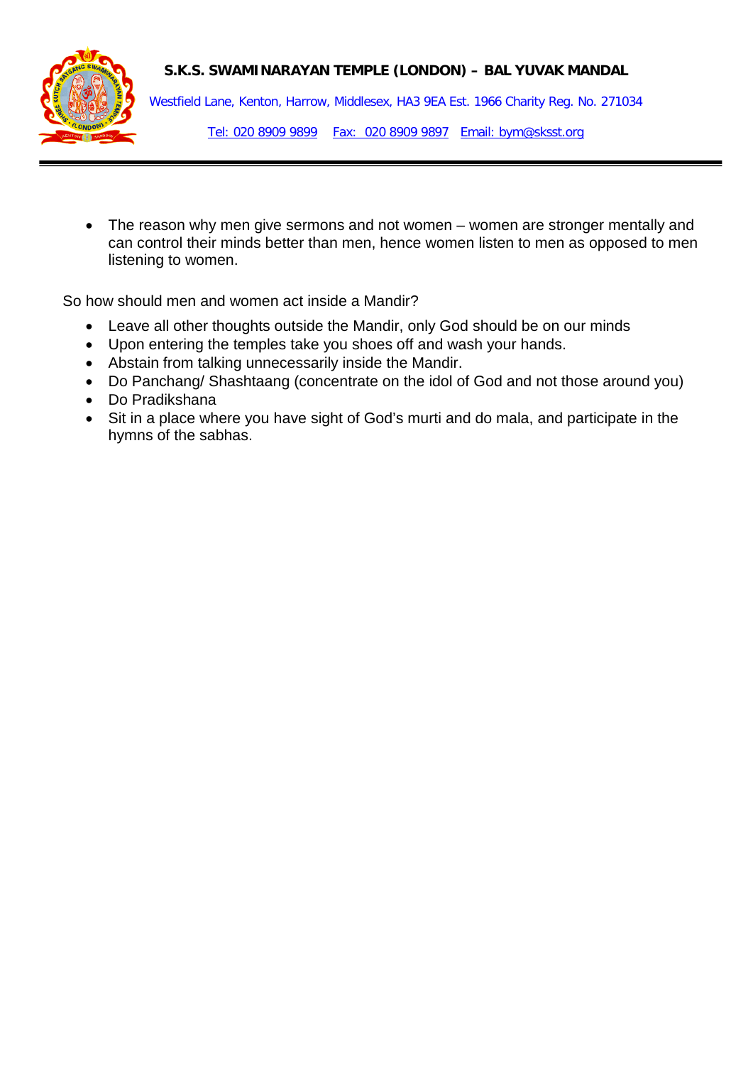- The reason why men give sermons and not women – women are stronger mentally and can control their minds better than men, hence women listen to men as opposed to men listening to women.

So how should men and women act inside a Mandir?

- Leave all other thoughts outside the Mandir, only God should be on our minds
- Upon entering the temples take you shoes off and wash your hands.
- Abstain from talking unnecessarily inside the Mandir.
- Do Panchang/ Shashtaang (concentrate on the idol of God and not those around you)
- Do Pradikshana
- Sit in a place where you have sight of God's murti and do mala, and participate in the hymns of the sabhas.